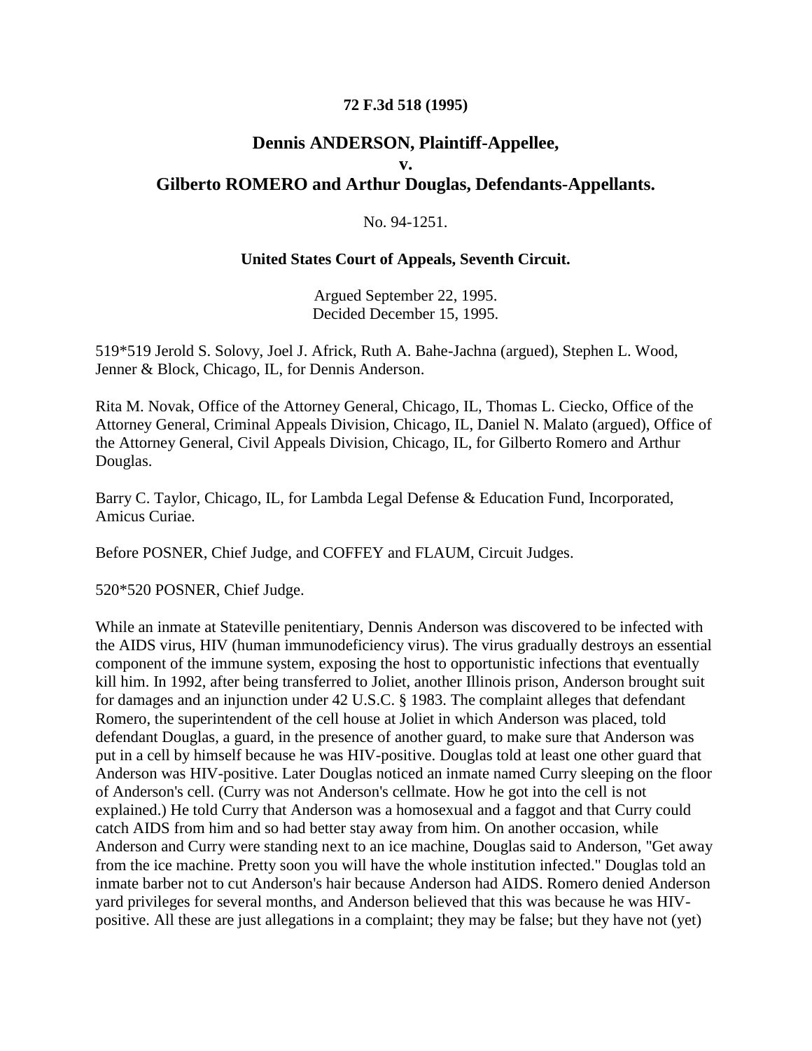**72 F.3d 518 (1995)**

# Dennis ANDERSON, Plaintiff-Appellee,
# v.
# Gilberto ROMERO and Arthur Douglas, Defendants-Appellants.

No. 94-1251.

**United States Court of Appeals, Seventh Circuit.**

Argued September 22, 1995.
Decided December 15, 1995.

519*519 Jerold S. Solovy, Joel J. Africk, Ruth A. Bahe-Jachna (argued), Stephen L. Wood, Jenner & Block, Chicago, IL, for Dennis Anderson.

Rita M. Novak, Office of the Attorney General, Chicago, IL, Thomas L. Ciecko, Office of the Attorney General, Criminal Appeals Division, Chicago, IL, Daniel N. Malato (argued), Office of the Attorney General, Civil Appeals Division, Chicago, IL, for Gilberto Romero and Arthur Douglas.

Barry C. Taylor, Chicago, IL, for Lambda Legal Defense & Education Fund, Incorporated, Amicus Curiae.

Before POSNER, Chief Judge, and COFFEY and FLAUM, Circuit Judges.

520*520 POSNER, Chief Judge.

While an inmate at Stateville penitentiary, Dennis Anderson was discovered to be infected with the AIDS virus, HIV (human immunodeficiency virus). The virus gradually destroys an essential component of the immune system, exposing the host to opportunistic infections that eventually kill him. In 1992, after being transferred to Joliet, another Illinois prison, Anderson brought suit for damages and an injunction under 42 U.S.C. § 1983. The complaint alleges that defendant Romero, the superintendent of the cell house at Joliet in which Anderson was placed, told defendant Douglas, a guard, in the presence of another guard, to make sure that Anderson was put in a cell by himself because he was HIV-positive. Douglas told at least one other guard that Anderson was HIV-positive. Later Douglas noticed an inmate named Curry sleeping on the floor of Anderson's cell. (Curry was not Anderson's cellmate. How he got into the cell is not explained.) He told Curry that Anderson was a homosexual and a faggot and that Curry could catch AIDS from him and so had better stay away from him. On another occasion, while Anderson and Curry were standing next to an ice machine, Douglas said to Anderson, "Get away from the ice machine. Pretty soon you will have the whole institution infected." Douglas told an inmate barber not to cut Anderson's hair because Anderson had AIDS. Romero denied Anderson yard privileges for several months, and Anderson believed that this was because he was HIV-positive. All these are just allegations in a complaint; they may be false; but they have not (yet)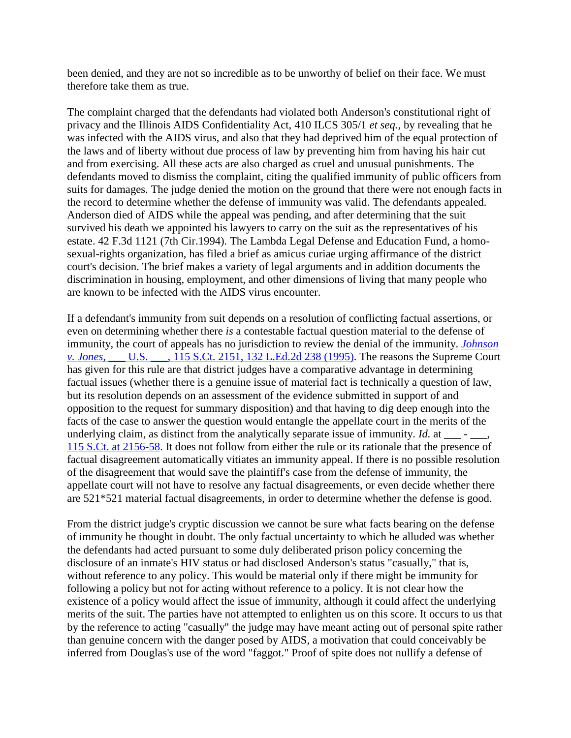been denied, and they are not so incredible as to be unworthy of belief on their face. We must therefore take them as true.

The complaint charged that the defendants had violated both Anderson's constitutional right of privacy and the Illinois AIDS Confidentiality Act, 410 ILCS 305/1 *et seq.*, by revealing that he was infected with the AIDS virus, and also that they had deprived him of the equal protection of the laws and of liberty without due process of law by preventing him from having his hair cut and from exercising. All these acts are also charged as cruel and unusual punishments. The defendants moved to dismiss the complaint, citing the qualified immunity of public officers from suits for damages. The judge denied the motion on the ground that there were not enough facts in the record to determine whether the defense of immunity was valid. The defendants appealed. Anderson died of AIDS while the appeal was pending, and after determining that the suit survived his death we appointed his lawyers to carry on the suit as the representatives of his estate. 42 F.3d 1121 (7th Cir.1994). The Lambda Legal Defense and Education Fund, a homosexual-rights organization, has filed a brief as amicus curiae urging affirmance of the district court's decision. The brief makes a variety of legal arguments and in addition documents the discrimination in housing, employment, and other dimensions of living that many people who are known to be infected with the AIDS virus encounter.

If a defendant's immunity from suit depends on a resolution of conflicting factual assertions, or even on determining whether there *is* a contestable factual question material to the defense of immunity, the court of appeals has no jurisdiction to review the denial of the immunity. *Johnson v. Jones,* ___ U.S. ___, 115 S.Ct. 2151, 132 L.Ed.2d 238 (1995). The reasons the Supreme Court has given for this rule are that district judges have a comparative advantage in determining factual issues (whether there is a genuine issue of material fact is technically a question of law, but its resolution depends on an assessment of the evidence submitted in support of and opposition to the request for summary disposition) and that having to dig deep enough into the facts of the case to answer the question would entangle the appellate court in the merits of the underlying claim, as distinct from the analytically separate issue of immunity. *Id.* at ___ - ___, 115 S.Ct. at 2156-58. It does not follow from either the rule or its rationale that the presence of factual disagreement automatically vitiates an immunity appeal. If there is no possible resolution of the disagreement that would save the plaintiff's case from the defense of immunity, the appellate court will not have to resolve any factual disagreements, or even decide whether there are 521*521 material factual disagreements, in order to determine whether the defense is good.

From the district judge's cryptic discussion we cannot be sure what facts bearing on the defense of immunity he thought in doubt. The only factual uncertainty to which he alluded was whether the defendants had acted pursuant to some duly deliberated prison policy concerning the disclosure of an inmate's HIV status or had disclosed Anderson's status "casually," that is, without reference to any policy. This would be material only if there might be immunity for following a policy but not for acting without reference to a policy. It is not clear how the existence of a policy would affect the issue of immunity, although it could affect the underlying merits of the suit. The parties have not attempted to enlighten us on this score. It occurs to us that by the reference to acting "casually" the judge may have meant acting out of personal spite rather than genuine concern with the danger posed by AIDS, a motivation that could conceivably be inferred from Douglas's use of the word "faggot." Proof of spite does not nullify a defense of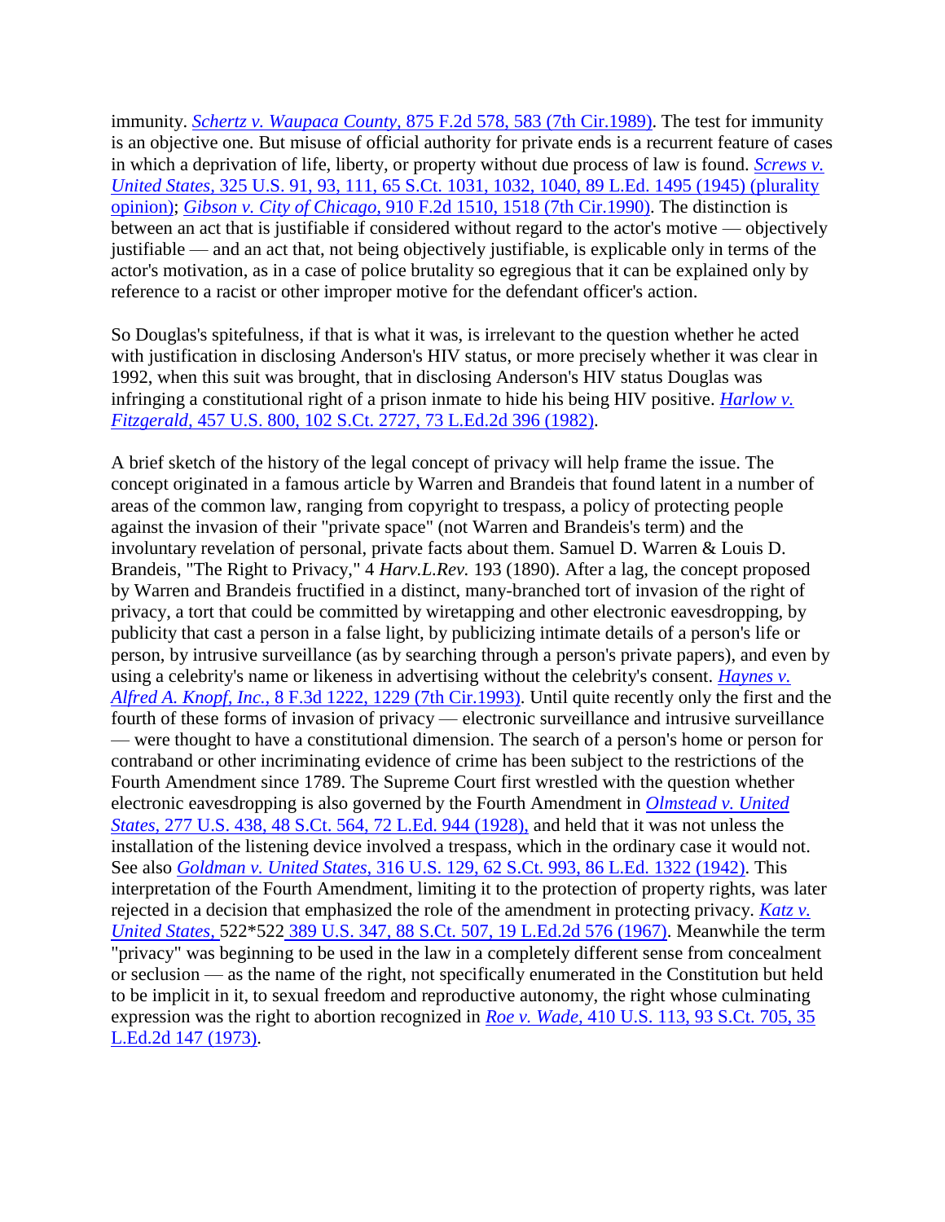immunity. *Schertz v. Waupaca County,* 875 F.2d 578, 583 (7th Cir.1989). The test for immunity is an objective one. But misuse of official authority for private ends is a recurrent feature of cases in which a deprivation of life, liberty, or property without due process of law is found. *Screws v. United States,* 325 U.S. 91, 93, 111, 65 S.Ct. 1031, 1032, 1040, 89 L.Ed. 1495 (1945) (plurality opinion); *Gibson v. City of Chicago,* 910 F.2d 1510, 1518 (7th Cir.1990). The distinction is between an act that is justifiable if considered without regard to the actor's motive — objectively justifiable — and an act that, not being objectively justifiable, is explicable only in terms of the actor's motivation, as in a case of police brutality so egregious that it can be explained only by reference to a racist or other improper motive for the defendant officer's action.

So Douglas's spitefulness, if that is what it was, is irrelevant to the question whether he acted with justification in disclosing Anderson's HIV status, or more precisely whether it was clear in 1992, when this suit was brought, that in disclosing Anderson's HIV status Douglas was infringing a constitutional right of a prison inmate to hide his being HIV positive. *Harlow v. Fitzgerald,* 457 U.S. 800, 102 S.Ct. 2727, 73 L.Ed.2d 396 (1982).

A brief sketch of the history of the legal concept of privacy will help frame the issue. The concept originated in a famous article by Warren and Brandeis that found latent in a number of areas of the common law, ranging from copyright to trespass, a policy of protecting people against the invasion of their "private space" (not Warren and Brandeis's term) and the involuntary revelation of personal, private facts about them. Samuel D. Warren & Louis D. Brandeis, "The Right to Privacy," 4 *Harv.L.Rev.* 193 (1890). After a lag, the concept proposed by Warren and Brandeis fructified in a distinct, many-branched tort of invasion of the right of privacy, a tort that could be committed by wiretapping and other electronic eavesdropping, by publicity that cast a person in a false light, by publicizing intimate details of a person's life or person, by intrusive surveillance (as by searching through a person's private papers), and even by using a celebrity's name or likeness in advertising without the celebrity's consent. *Haynes v. Alfred A. Knopf, Inc.,* 8 F.3d 1222, 1229 (7th Cir.1993). Until quite recently only the first and the fourth of these forms of invasion of privacy — electronic surveillance and intrusive surveillance — were thought to have a constitutional dimension. The search of a person's home or person for contraband or other incriminating evidence of crime has been subject to the restrictions of the Fourth Amendment since 1789. The Supreme Court first wrestled with the question whether electronic eavesdropping is also governed by the Fourth Amendment in *Olmstead v. United States,* 277 U.S. 438, 48 S.Ct. 564, 72 L.Ed. 944 (1928), and held that it was not unless the installation of the listening device involved a trespass, which in the ordinary case it would not. See also *Goldman v. United States,* 316 U.S. 129, 62 S.Ct. 993, 86 L.Ed. 1322 (1942). This interpretation of the Fourth Amendment, limiting it to the protection of property rights, was later rejected in a decision that emphasized the role of the amendment in protecting privacy. *Katz v. United States,* 522*522 389 U.S. 347, 88 S.Ct. 507, 19 L.Ed.2d 576 (1967). Meanwhile the term "privacy" was beginning to be used in the law in a completely different sense from concealment or seclusion — as the name of the right, not specifically enumerated in the Constitution but held to be implicit in it, to sexual freedom and reproductive autonomy, the right whose culminating expression was the right to abortion recognized in *Roe v. Wade,* 410 U.S. 113, 93 S.Ct. 705, 35 L.Ed.2d 147 (1973).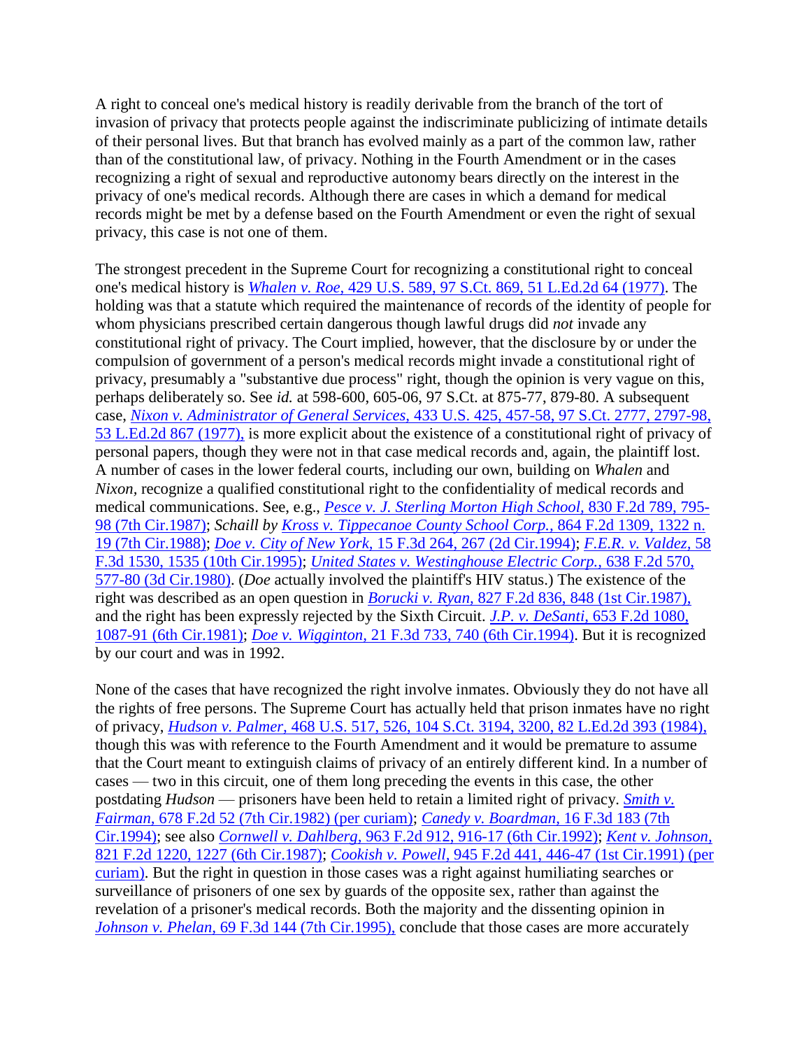A right to conceal one's medical history is readily derivable from the branch of the tort of invasion of privacy that protects people against the indiscriminate publicizing of intimate details of their personal lives. But that branch has evolved mainly as a part of the common law, rather than of the constitutional law, of privacy. Nothing in the Fourth Amendment or in the cases recognizing a right of sexual and reproductive autonomy bears directly on the interest in the privacy of one's medical records. Although there are cases in which a demand for medical records might be met by a defense based on the Fourth Amendment or even the right of sexual privacy, this case is not one of them.

The strongest precedent in the Supreme Court for recognizing a constitutional right to conceal one's medical history is *Whalen v. Roe,* 429 U.S. 589, 97 S.Ct. 869, 51 L.Ed.2d 64 (1977). The holding was that a statute which required the maintenance of records of the identity of people for whom physicians prescribed certain dangerous though lawful drugs did *not* invade any constitutional right of privacy. The Court implied, however, that the disclosure by or under the compulsion of government of a person's medical records might invade a constitutional right of privacy, presumably a "substantive due process" right, though the opinion is very vague on this, perhaps deliberately so. See *id.* at 598-600, 605-06, 97 S.Ct. at 875-77, 879-80. A subsequent case, *Nixon v. Administrator of General Services,* 433 U.S. 425, 457-58, 97 S.Ct. 2777, 2797-98, 53 L.Ed.2d 867 (1977), is more explicit about the existence of a constitutional right of privacy of personal papers, though they were not in that case medical records and, again, the plaintiff lost. A number of cases in the lower federal courts, including our own, building on *Whalen* and *Nixon,* recognize a qualified constitutional right to the confidentiality of medical records and medical communications. See, e.g., *Pesce v. J. Sterling Morton High School,* 830 F.2d 789, 795-98 (7th Cir.1987); *Schaill by Kross v. Tippecanoe County School Corp.,* 864 F.2d 1309, 1322 n. 19 (7th Cir.1988); *Doe v. City of New York,* 15 F.3d 264, 267 (2d Cir.1994); *F.E.R. v. Valdez,* 58 F.3d 1530, 1535 (10th Cir.1995); *United States v. Westinghouse Electric Corp.,* 638 F.2d 570, 577-80 (3d Cir.1980). (*Doe* actually involved the plaintiff's HIV status.) The existence of the right was described as an open question in *Borucki v. Ryan,* 827 F.2d 836, 848 (1st Cir.1987), and the right has been expressly rejected by the Sixth Circuit. *J.P. v. DeSanti,* 653 F.2d 1080, 1087-91 (6th Cir.1981); *Doe v. Wigginton,* 21 F.3d 733, 740 (6th Cir.1994). But it is recognized by our court and was in 1992.

None of the cases that have recognized the right involve inmates. Obviously they do not have all the rights of free persons. The Supreme Court has actually held that prison inmates have no right of privacy, *Hudson v. Palmer,* 468 U.S. 517, 526, 104 S.Ct. 3194, 3200, 82 L.Ed.2d 393 (1984), though this was with reference to the Fourth Amendment and it would be premature to assume that the Court meant to extinguish claims of privacy of an entirely different kind. In a number of cases — two in this circuit, one of them long preceding the events in this case, the other postdating *Hudson* — prisoners have been held to retain a limited right of privacy. *Smith v. Fairman,* 678 F.2d 52 (7th Cir.1982) (per curiam); *Canedy v. Boardman,* 16 F.3d 183 (7th Cir.1994); see also *Cornwell v. Dahlberg,* 963 F.2d 912, 916-17 (6th Cir.1992); *Kent v. Johnson,* 821 F.2d 1220, 1227 (6th Cir.1987); *Cookish v. Powell,* 945 F.2d 441, 446-47 (1st Cir.1991) (per curiam). But the right in question in those cases was a right against humiliating searches or surveillance of prisoners of one sex by guards of the opposite sex, rather than against the revelation of a prisoner's medical records. Both the majority and the dissenting opinion in *Johnson v. Phelan,* 69 F.3d 144 (7th Cir.1995), conclude that those cases are more accurately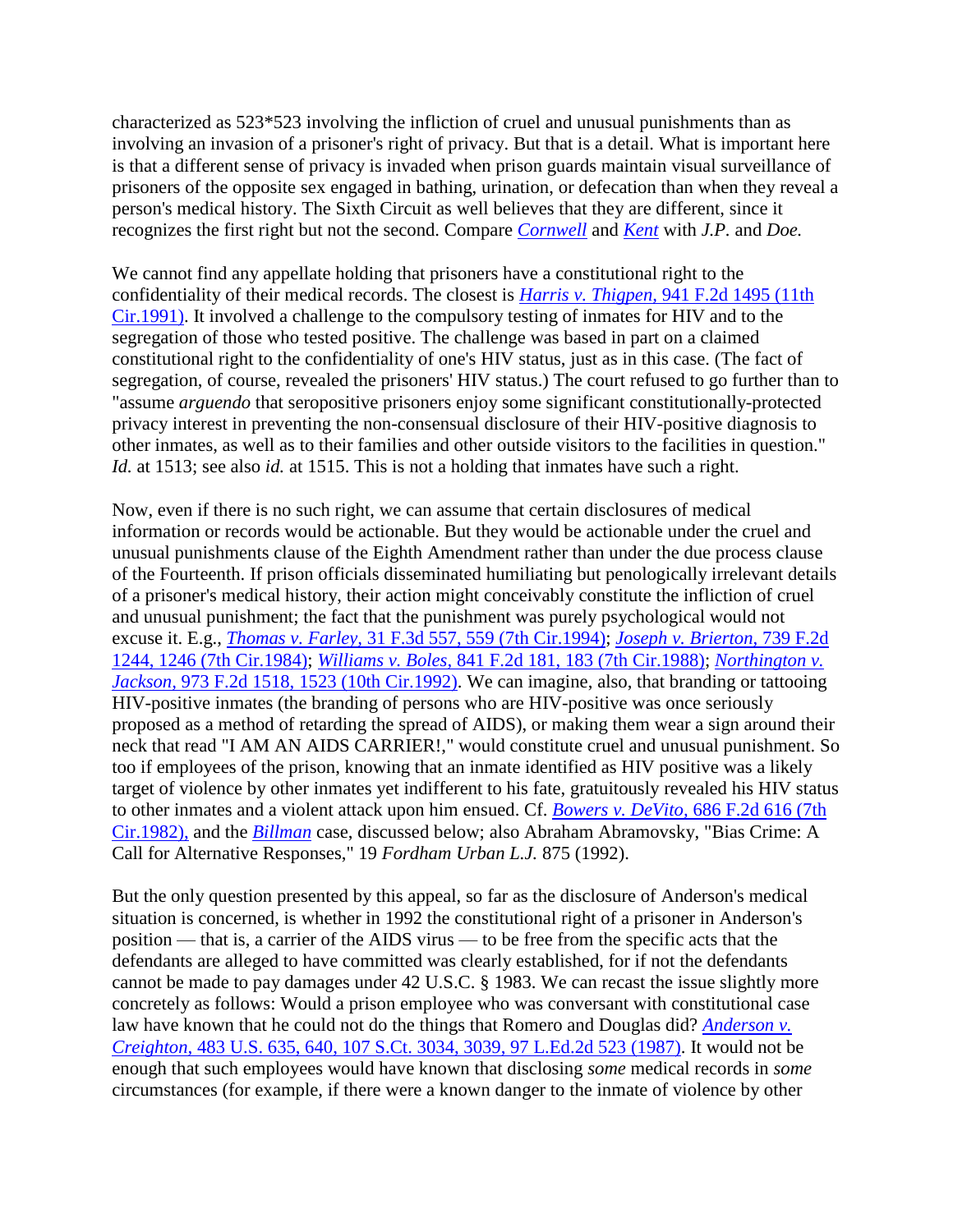characterized as 523*523 involving the infliction of cruel and unusual punishments than as involving an invasion of a prisoner's right of privacy. But that is a detail. What is important here is that a different sense of privacy is invaded when prison guards maintain visual surveillance of prisoners of the opposite sex engaged in bathing, urination, or defecation than when they reveal a person's medical history. The Sixth Circuit as well believes that they are different, since it recognizes the first right but not the second. Compare *Cornwell* and *Kent* with *J.P.* and *Doe.*

We cannot find any appellate holding that prisoners have a constitutional right to the confidentiality of their medical records. The closest is *Harris v. Thigpen,* 941 F.2d 1495 (11th Cir.1991). It involved a challenge to the compulsory testing of inmates for HIV and to the segregation of those who tested positive. The challenge was based in part on a claimed constitutional right to the confidentiality of one's HIV status, just as in this case. (The fact of segregation, of course, revealed the prisoners' HIV status.) The court refused to go further than to "assume *arguendo* that seropositive prisoners enjoy some significant constitutionally-protected privacy interest in preventing the non-consensual disclosure of their HIV-positive diagnosis to other inmates, as well as to their families and other outside visitors to the facilities in question." *Id.* at 1513; see also *id.* at 1515. This is not a holding that inmates have such a right.

Now, even if there is no such right, we can assume that certain disclosures of medical information or records would be actionable. But they would be actionable under the cruel and unusual punishments clause of the Eighth Amendment rather than under the due process clause of the Fourteenth. If prison officials disseminated humiliating but penologically irrelevant details of a prisoner's medical history, their action might conceivably constitute the infliction of cruel and unusual punishment; the fact that the punishment was purely psychological would not excuse it. E.g., *Thomas v. Farley,* 31 F.3d 557, 559 (7th Cir.1994); *Joseph v. Brierton,* 739 F.2d 1244, 1246 (7th Cir.1984); *Williams v. Boles,* 841 F.2d 181, 183 (7th Cir.1988); *Northington v. Jackson,* 973 F.2d 1518, 1523 (10th Cir.1992). We can imagine, also, that branding or tattooing HIV-positive inmates (the branding of persons who are HIV-positive was once seriously proposed as a method of retarding the spread of AIDS), or making them wear a sign around their neck that read "I AM AN AIDS CARRIER!," would constitute cruel and unusual punishment. So too if employees of the prison, knowing that an inmate identified as HIV positive was a likely target of violence by other inmates yet indifferent to his fate, gratuitously revealed his HIV status to other inmates and a violent attack upon him ensued. Cf. *Bowers v. DeVito,* 686 F.2d 616 (7th Cir.1982), and the *Billman* case, discussed below; also Abraham Abramovsky, "Bias Crime: A Call for Alternative Responses," 19 *Fordham Urban L.J.* 875 (1992).

But the only question presented by this appeal, so far as the disclosure of Anderson's medical situation is concerned, is whether in 1992 the constitutional right of a prisoner in Anderson's position — that is, a carrier of the AIDS virus — to be free from the specific acts that the defendants are alleged to have committed was clearly established, for if not the defendants cannot be made to pay damages under 42 U.S.C. § 1983. We can recast the issue slightly more concretely as follows: Would a prison employee who was conversant with constitutional case law have known that he could not do the things that Romero and Douglas did? *Anderson v. Creighton,* 483 U.S. 635, 640, 107 S.Ct. 3034, 3039, 97 L.Ed.2d 523 (1987). It would not be enough that such employees would have known that disclosing *some* medical records in *some* circumstances (for example, if there were a known danger to the inmate of violence by other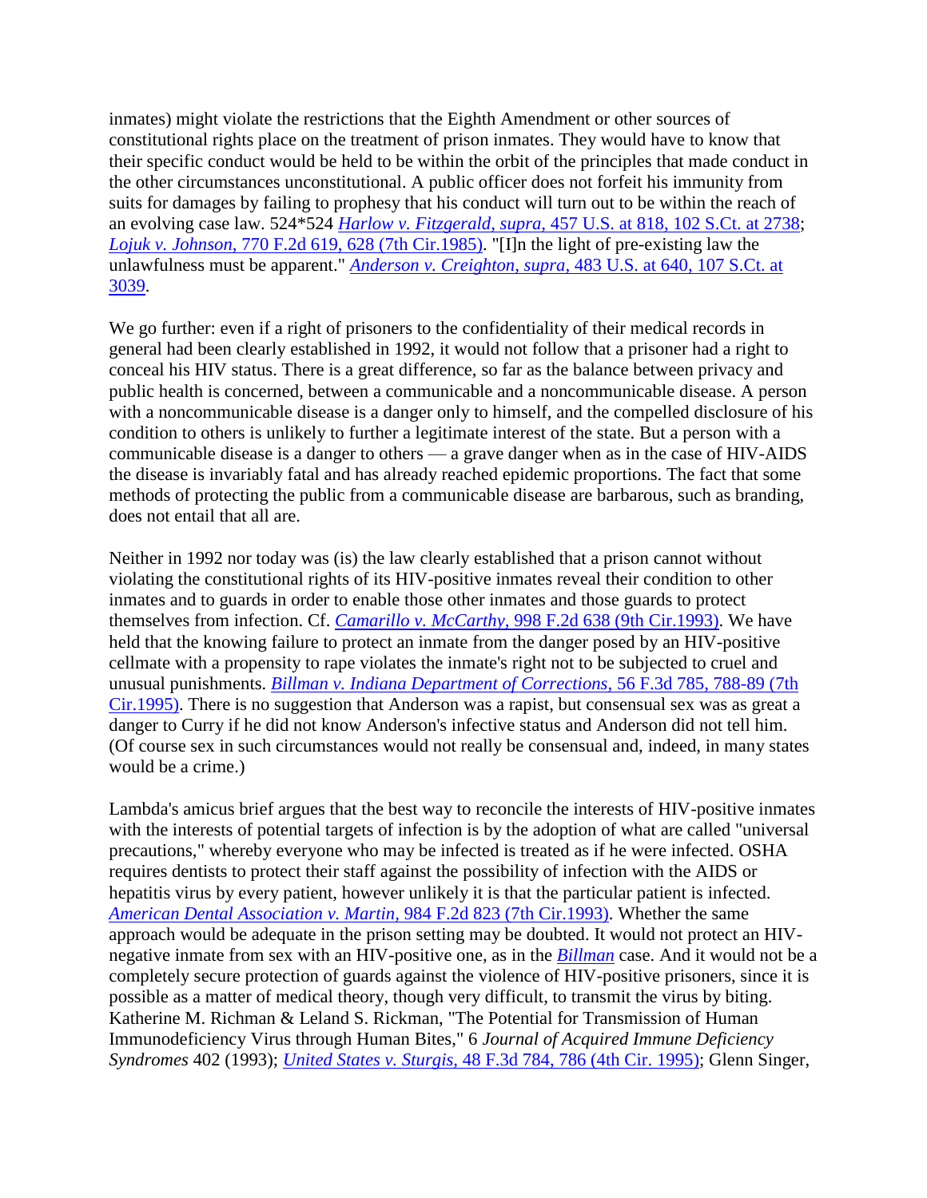inmates) might violate the restrictions that the Eighth Amendment or other sources of constitutional rights place on the treatment of prison inmates. They would have to know that their specific conduct would be held to be within the orbit of the principles that made conduct in the other circumstances unconstitutional. A public officer does not forfeit his immunity from suits for damages by failing to prophesy that his conduct will turn out to be within the reach of an evolving case law. 524*524 *Harlow v. Fitzgerald, supra,* 457 U.S. at 818, 102 S.Ct. at 2738; *Lojuk v. Johnson,* 770 F.2d 619, 628 (7th Cir.1985). "[I]n the light of pre-existing law the unlawfulness must be apparent." *Anderson v. Creighton, supra,* 483 U.S. at 640, 107 S.Ct. at 3039.

We go further: even if a right of prisoners to the confidentiality of their medical records in general had been clearly established in 1992, it would not follow that a prisoner had a right to conceal his HIV status. There is a great difference, so far as the balance between privacy and public health is concerned, between a communicable and a noncommunicable disease. A person with a noncommunicable disease is a danger only to himself, and the compelled disclosure of his condition to others is unlikely to further a legitimate interest of the state. But a person with a communicable disease is a danger to others — a grave danger when as in the case of HIV-AIDS the disease is invariably fatal and has already reached epidemic proportions. The fact that some methods of protecting the public from a communicable disease are barbarous, such as branding, does not entail that all are.

Neither in 1992 nor today was (is) the law clearly established that a prison cannot without violating the constitutional rights of its HIV-positive inmates reveal their condition to other inmates and to guards in order to enable those other inmates and those guards to protect themselves from infection. Cf. *Camarillo v. McCarthy,* 998 F.2d 638 (9th Cir.1993). We have held that the knowing failure to protect an inmate from the danger posed by an HIV-positive cellmate with a propensity to rape violates the inmate's right not to be subjected to cruel and unusual punishments. *Billman v. Indiana Department of Corrections,* 56 F.3d 785, 788-89 (7th Cir.1995). There is no suggestion that Anderson was a rapist, but consensual sex was as great a danger to Curry if he did not know Anderson's infective status and Anderson did not tell him. (Of course sex in such circumstances would not really be consensual and, indeed, in many states would be a crime.)

Lambda's amicus brief argues that the best way to reconcile the interests of HIV-positive inmates with the interests of potential targets of infection is by the adoption of what are called "universal precautions," whereby everyone who may be infected is treated as if he were infected. OSHA requires dentists to protect their staff against the possibility of infection with the AIDS or hepatitis virus by every patient, however unlikely it is that the particular patient is infected. *American Dental Association v. Martin,* 984 F.2d 823 (7th Cir.1993). Whether the same approach would be adequate in the prison setting may be doubted. It would not protect an HIV-negative inmate from sex with an HIV-positive one, as in the *Billman* case. And it would not be a completely secure protection of guards against the violence of HIV-positive prisoners, since it is possible as a matter of medical theory, though very difficult, to transmit the virus by biting. Katherine M. Richman & Leland S. Rickman, "The Potential for Transmission of Human Immunodeficiency Virus through Human Bites," 6 *Journal of Acquired Immune Deficiency Syndromes* 402 (1993); *United States v. Sturgis,* 48 F.3d 784, 786 (4th Cir. 1995); Glenn Singer,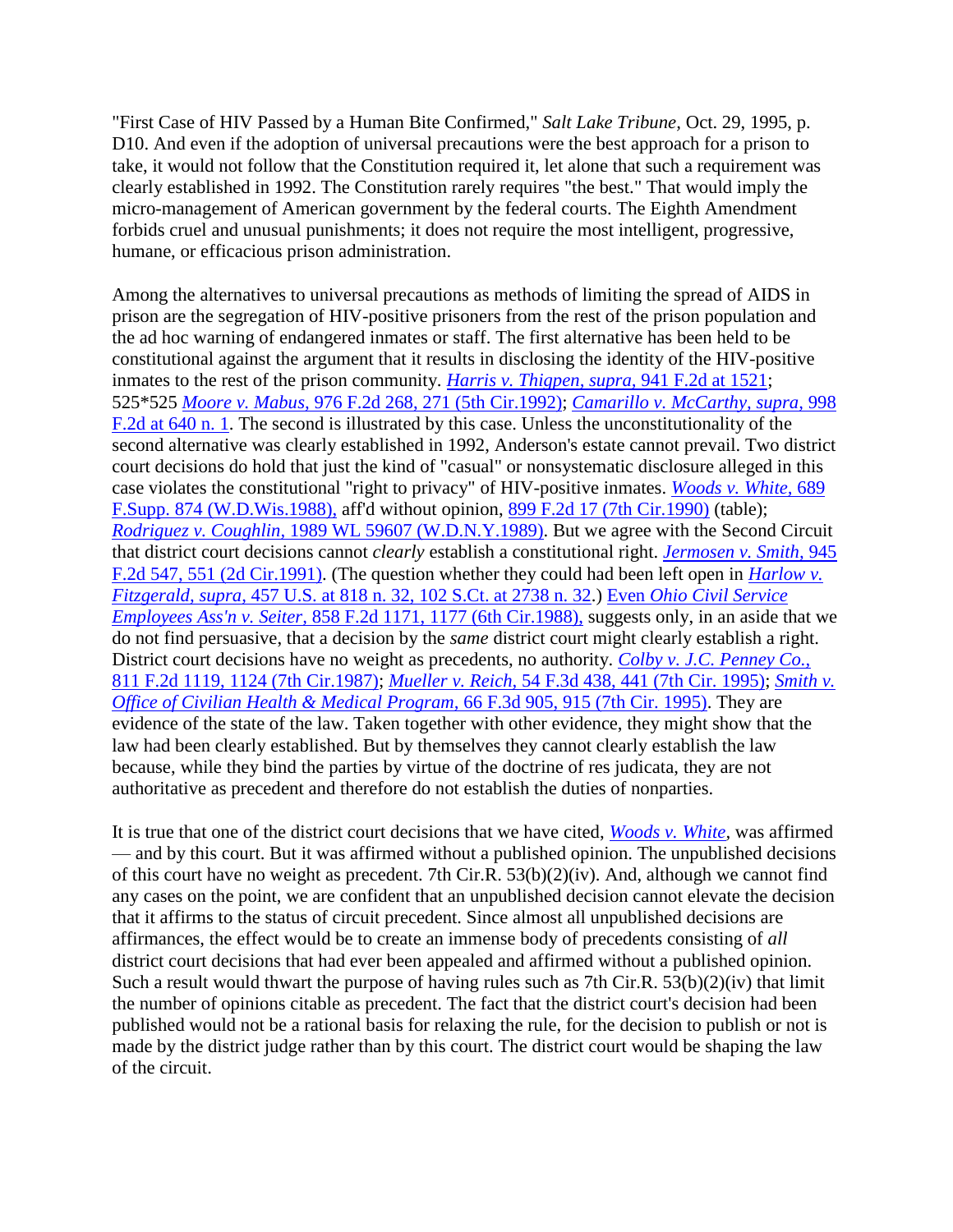"First Case of HIV Passed by a Human Bite Confirmed," *Salt Lake Tribune*, Oct. 29, 1995, p. D10. And even if the adoption of universal precautions were the best approach for a prison to take, it would not follow that the Constitution required it, let alone that such a requirement was clearly established in 1992. The Constitution rarely requires "the best." That would imply the micro-management of American government by the federal courts. The Eighth Amendment forbids cruel and unusual punishments; it does not require the most intelligent, progressive, humane, or efficacious prison administration.

Among the alternatives to universal precautions as methods of limiting the spread of AIDS in prison are the segregation of HIV-positive prisoners from the rest of the prison population and the ad hoc warning of endangered inmates or staff. The first alternative has been held to be constitutional against the argument that it results in disclosing the identity of the HIV-positive inmates to the rest of the prison community. *Harris v. Thigpen, supra,* 941 F.2d at 1521; 525*525 *Moore v. Mabus,* 976 F.2d 268, 271 (5th Cir.1992); *Camarillo v. McCarthy, supra,* 998 F.2d at 640 n. 1. The second is illustrated by this case. Unless the unconstitutionality of the second alternative was clearly established in 1992, Anderson's estate cannot prevail. Two district court decisions do hold that just the kind of "casual" or nonsystematic disclosure alleged in this case violates the constitutional "right to privacy" of HIV-positive inmates. *Woods v. White,* 689 F.Supp. 874 (W.D.Wis.1988), aff'd without opinion, 899 F.2d 17 (7th Cir.1990) (table); *Rodriguez v. Coughlin,* 1989 WL 59607 (W.D.N.Y.1989). But we agree with the Second Circuit that district court decisions cannot *clearly* establish a constitutional right. *Jermosen v. Smith,* 945 F.2d 547, 551 (2d Cir.1991). (The question whether they could had been left open in *Harlow v. Fitzgerald, supra,* 457 U.S. at 818 n. 32, 102 S.Ct. at 2738 n. 32.) Even *Ohio Civil Service Employees Ass'n v. Seiter,* 858 F.2d 1171, 1177 (6th Cir.1988), suggests only, in an aside that we do not find persuasive, that a decision by the *same* district court might clearly establish a right. District court decisions have no weight as precedents, no authority. *Colby v. J.C. Penney Co.,* 811 F.2d 1119, 1124 (7th Cir.1987); *Mueller v. Reich,* 54 F.3d 438, 441 (7th Cir. 1995); *Smith v. Office of Civilian Health & Medical Program,* 66 F.3d 905, 915 (7th Cir. 1995). They are evidence of the state of the law. Taken together with other evidence, they might show that the law had been clearly established. But by themselves they cannot clearly establish the law because, while they bind the parties by virtue of the doctrine of res judicata, they are not authoritative as precedent and therefore do not establish the duties of nonparties.

It is true that one of the district court decisions that we have cited, *Woods v. White,* was affirmed — and by this court. But it was affirmed without a published opinion. The unpublished decisions of this court have no weight as precedent. 7th Cir.R. 53(b)(2)(iv). And, although we cannot find any cases on the point, we are confident that an unpublished decision cannot elevate the decision that it affirms to the status of circuit precedent. Since almost all unpublished decisions are affirmances, the effect would be to create an immense body of precedents consisting of *all* district court decisions that had ever been appealed and affirmed without a published opinion. Such a result would thwart the purpose of having rules such as 7th Cir.R. 53(b)(2)(iv) that limit the number of opinions citable as precedent. The fact that the district court's decision had been published would not be a rational basis for relaxing the rule, for the decision to publish or not is made by the district judge rather than by this court. The district court would be shaping the law of the circuit.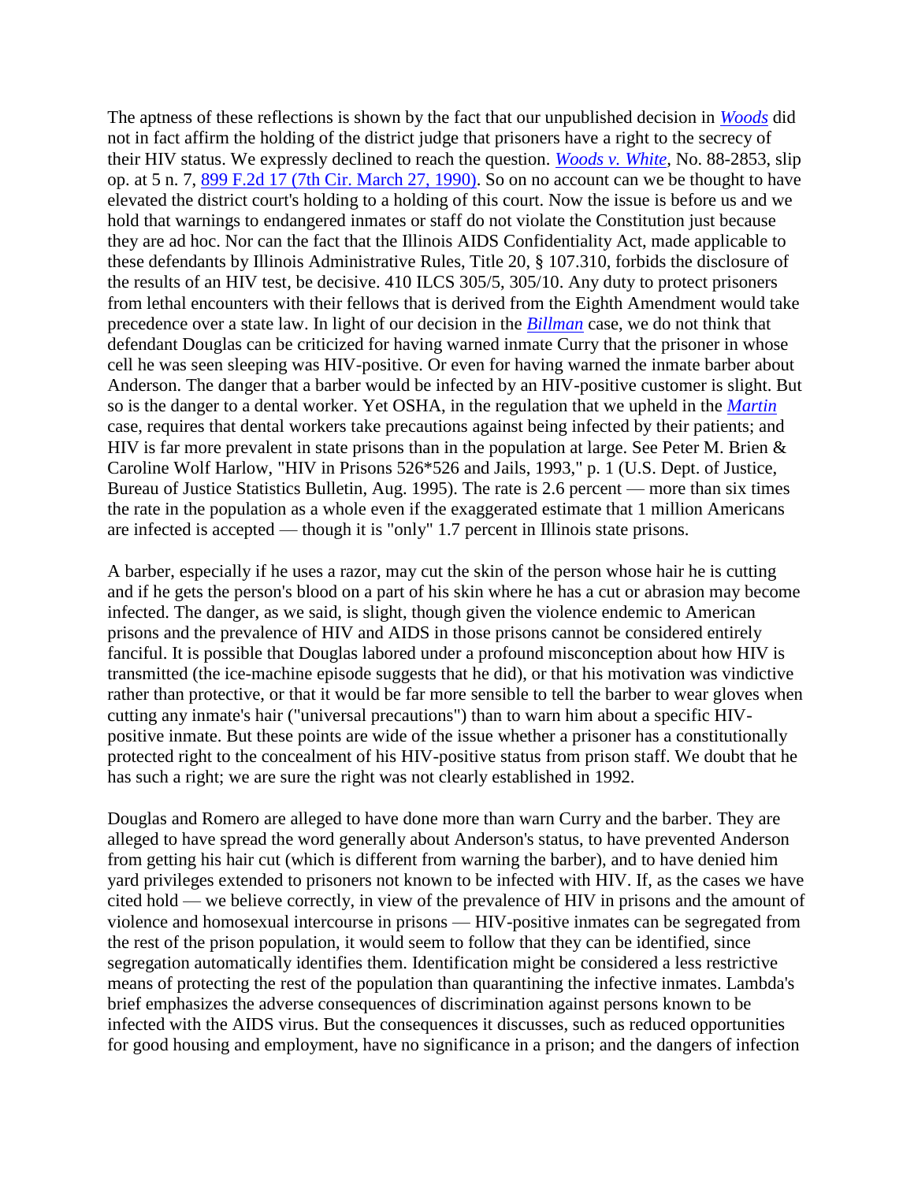The aptness of these reflections is shown by the fact that our unpublished decision in *Woods* did not in fact affirm the holding of the district judge that prisoners have a right to the secrecy of their HIV status. We expressly declined to reach the question. *Woods v. White*, No. 88-2853, slip op. at 5 n. 7, 899 F.2d 17 (7th Cir. March 27, 1990). So on no account can we be thought to have elevated the district court's holding to a holding of this court. Now the issue is before us and we hold that warnings to endangered inmates or staff do not violate the Constitution just because they are ad hoc. Nor can the fact that the Illinois AIDS Confidentiality Act, made applicable to these defendants by Illinois Administrative Rules, Title 20, § 107.310, forbids the disclosure of the results of an HIV test, be decisive. 410 ILCS 305/5, 305/10. Any duty to protect prisoners from lethal encounters with their fellows that is derived from the Eighth Amendment would take precedence over a state law. In light of our decision in the *Billman* case, we do not think that defendant Douglas can be criticized for having warned inmate Curry that the prisoner in whose cell he was seen sleeping was HIV-positive. Or even for having warned the inmate barber about Anderson. The danger that a barber would be infected by an HIV-positive customer is slight. But so is the danger to a dental worker. Yet OSHA, in the regulation that we upheld in the *Martin* case, requires that dental workers take precautions against being infected by their patients; and HIV is far more prevalent in state prisons than in the population at large. See Peter M. Brien & Caroline Wolf Harlow, "HIV in Prisons 526*526 and Jails, 1993," p. 1 (U.S. Dept. of Justice, Bureau of Justice Statistics Bulletin, Aug. 1995). The rate is 2.6 percent — more than six times the rate in the population as a whole even if the exaggerated estimate that 1 million Americans are infected is accepted — though it is "only" 1.7 percent in Illinois state prisons.

A barber, especially if he uses a razor, may cut the skin of the person whose hair he is cutting and if he gets the person's blood on a part of his skin where he has a cut or abrasion may become infected. The danger, as we said, is slight, though given the violence endemic to American prisons and the prevalence of HIV and AIDS in those prisons cannot be considered entirely fanciful. It is possible that Douglas labored under a profound misconception about how HIV is transmitted (the ice-machine episode suggests that he did), or that his motivation was vindictive rather than protective, or that it would be far more sensible to tell the barber to wear gloves when cutting any inmate's hair ("universal precautions") than to warn him about a specific HIV-positive inmate. But these points are wide of the issue whether a prisoner has a constitutionally protected right to the concealment of his HIV-positive status from prison staff. We doubt that he has such a right; we are sure the right was not clearly established in 1992.

Douglas and Romero are alleged to have done more than warn Curry and the barber. They are alleged to have spread the word generally about Anderson's status, to have prevented Anderson from getting his hair cut (which is different from warning the barber), and to have denied him yard privileges extended to prisoners not known to be infected with HIV. If, as the cases we have cited hold — we believe correctly, in view of the prevalence of HIV in prisons and the amount of violence and homosexual intercourse in prisons — HIV-positive inmates can be segregated from the rest of the prison population, it would seem to follow that they can be identified, since segregation automatically identifies them. Identification might be considered a less restrictive means of protecting the rest of the population than quarantining the infective inmates. Lambda's brief emphasizes the adverse consequences of discrimination against persons known to be infected with the AIDS virus. But the consequences it discusses, such as reduced opportunities for good housing and employment, have no significance in a prison; and the dangers of infection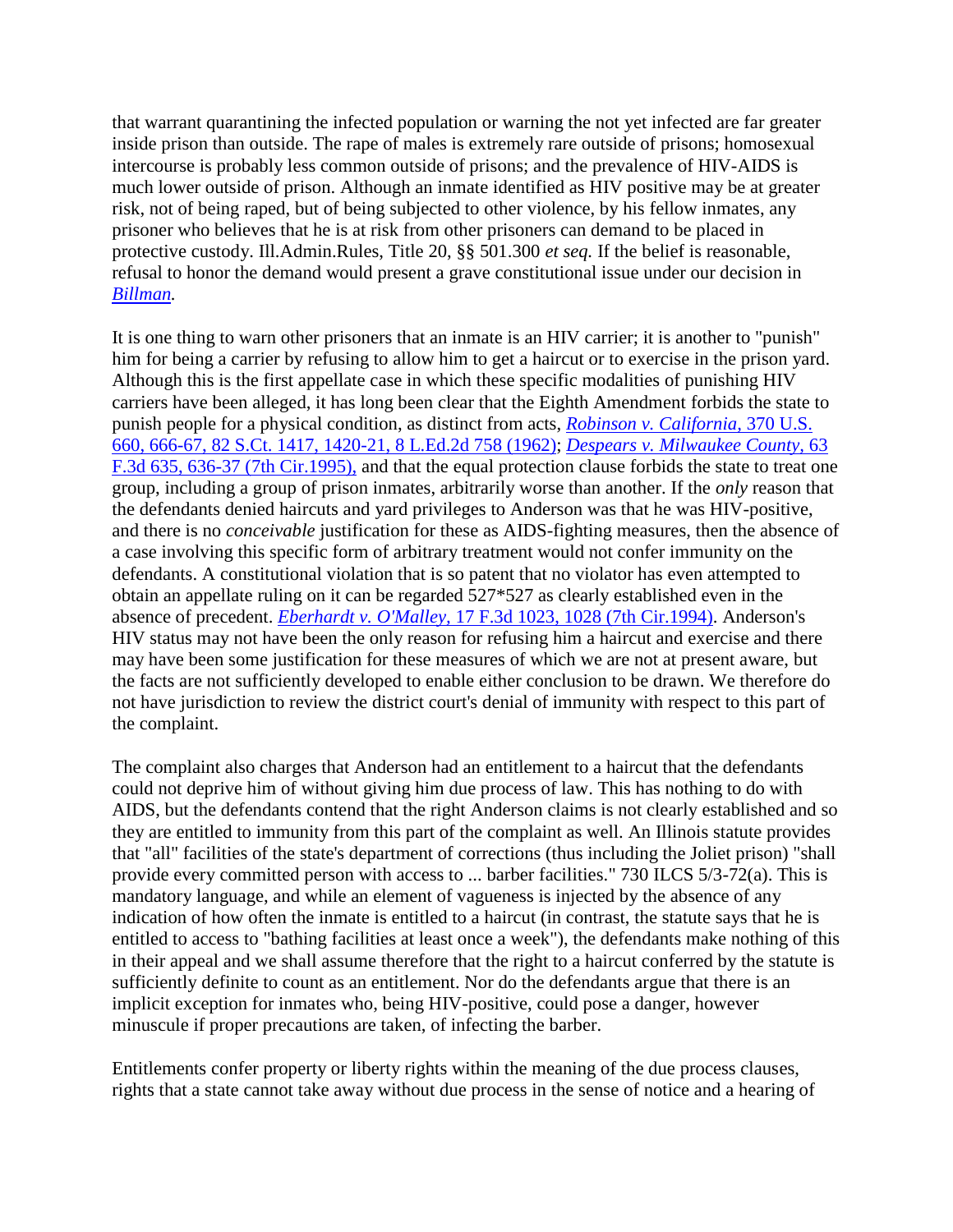that warrant quarantining the infected population or warning the not yet infected are far greater inside prison than outside. The rape of males is extremely rare outside of prisons; homosexual intercourse is probably less common outside of prisons; and the prevalence of HIV-AIDS is much lower outside of prison. Although an inmate identified as HIV positive may be at greater risk, not of being raped, but of being subjected to other violence, by his fellow inmates, any prisoner who believes that he is at risk from other prisoners can demand to be placed in protective custody. Ill.Admin.Rules, Title 20, §§ 501.300 *et seq.* If the belief is reasonable, refusal to honor the demand would present a grave constitutional issue under our decision in *Billman.*

It is one thing to warn other prisoners that an inmate is an HIV carrier; it is another to "punish" him for being a carrier by refusing to allow him to get a haircut or to exercise in the prison yard. Although this is the first appellate case in which these specific modalities of punishing HIV carriers have been alleged, it has long been clear that the Eighth Amendment forbids the state to punish people for a physical condition, as distinct from acts, *Robinson v. California,* 370 U.S. 660, 666-67, 82 S.Ct. 1417, 1420-21, 8 L.Ed.2d 758 (1962); *Despears v. Milwaukee County,* 63 F.3d 635, 636-37 (7th Cir.1995), and that the equal protection clause forbids the state to treat one group, including a group of prison inmates, arbitrarily worse than another. If the *only* reason that the defendants denied haircuts and yard privileges to Anderson was that he was HIV-positive, and there is no *conceivable* justification for these as AIDS-fighting measures, then the absence of a case involving this specific form of arbitrary treatment would not confer immunity on the defendants. A constitutional violation that is so patent that no violator has even attempted to obtain an appellate ruling on it can be regarded 527*527 as clearly established even in the absence of precedent. *Eberhardt v. O'Malley,* 17 F.3d 1023, 1028 (7th Cir.1994). Anderson's HIV status may not have been the only reason for refusing him a haircut and exercise and there may have been some justification for these measures of which we are not at present aware, but the facts are not sufficiently developed to enable either conclusion to be drawn. We therefore do not have jurisdiction to review the district court's denial of immunity with respect to this part of the complaint.

The complaint also charges that Anderson had an entitlement to a haircut that the defendants could not deprive him of without giving him due process of law. This has nothing to do with AIDS, but the defendants contend that the right Anderson claims is not clearly established and so they are entitled to immunity from this part of the complaint as well. An Illinois statute provides that "all" facilities of the state's department of corrections (thus including the Joliet prison) "shall provide every committed person with access to ... barber facilities." 730 ILCS 5/3-72(a). This is mandatory language, and while an element of vagueness is injected by the absence of any indication of how often the inmate is entitled to a haircut (in contrast, the statute says that he is entitled to access to "bathing facilities at least once a week"), the defendants make nothing of this in their appeal and we shall assume therefore that the right to a haircut conferred by the statute is sufficiently definite to count as an entitlement. Nor do the defendants argue that there is an implicit exception for inmates who, being HIV-positive, could pose a danger, however minuscule if proper precautions are taken, of infecting the barber.

Entitlements confer property or liberty rights within the meaning of the due process clauses, rights that a state cannot take away without due process in the sense of notice and a hearing of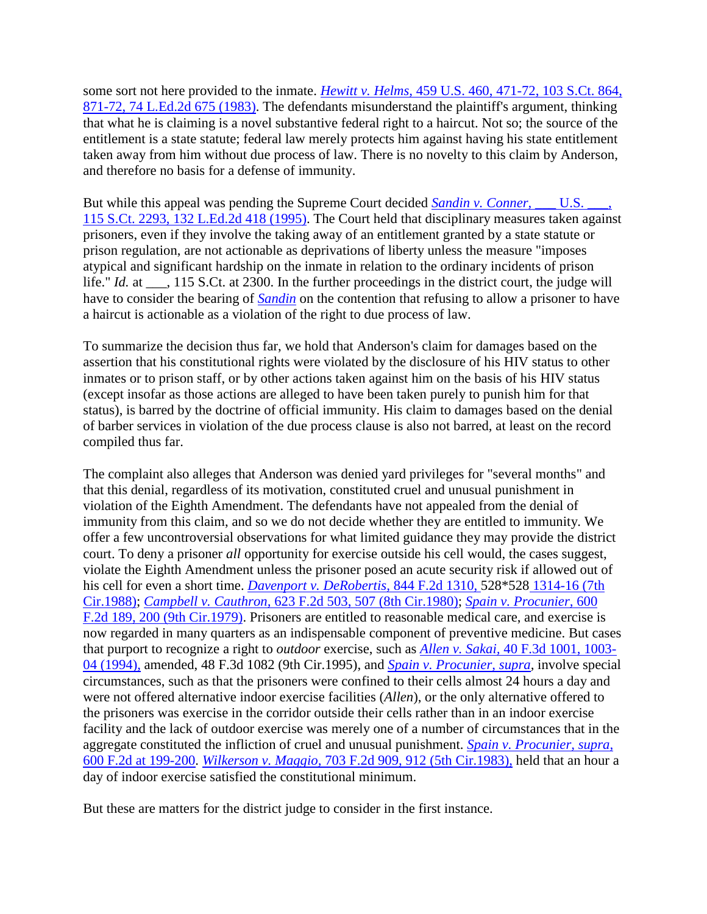some sort not here provided to the inmate. *Hewitt v. Helms,* 459 U.S. 460, 471-72, 103 S.Ct. 864, 871-72, 74 L.Ed.2d 675 (1983). The defendants misunderstand the plaintiff's argument, thinking that what he is claiming is a novel substantive federal right to a haircut. Not so; the source of the entitlement is a state statute; federal law merely protects him against having his state entitlement taken away from him without due process of law. There is no novelty to this claim by Anderson, and therefore no basis for a defense of immunity.

But while this appeal was pending the Supreme Court decided *Sandin v. Conner,* ___ U.S. ___, 115 S.Ct. 2293, 132 L.Ed.2d 418 (1995). The Court held that disciplinary measures taken against prisoners, even if they involve the taking away of an entitlement granted by a state statute or prison regulation, are not actionable as deprivations of liberty unless the measure "imposes atypical and significant hardship on the inmate in relation to the ordinary incidents of prison life." *Id.* at ___, 115 S.Ct. at 2300. In the further proceedings in the district court, the judge will have to consider the bearing of *Sandin* on the contention that refusing to allow a prisoner to have a haircut is actionable as a violation of the right to due process of law.

To summarize the decision thus far, we hold that Anderson's claim for damages based on the assertion that his constitutional rights were violated by the disclosure of his HIV status to other inmates or to prison staff, or by other actions taken against him on the basis of his HIV status (except insofar as those actions are alleged to have been taken purely to punish him for that status), is barred by the doctrine of official immunity. His claim to damages based on the denial of barber services in violation of the due process clause is also not barred, at least on the record compiled thus far.

The complaint also alleges that Anderson was denied yard privileges for "several months" and that this denial, regardless of its motivation, constituted cruel and unusual punishment in violation of the Eighth Amendment. The defendants have not appealed from the denial of immunity from this claim, and so we do not decide whether they are entitled to immunity. We offer a few uncontroversial observations for what limited guidance they may provide the district court. To deny a prisoner *all* opportunity for exercise outside his cell would, the cases suggest, violate the Eighth Amendment unless the prisoner posed an acute security risk if allowed out of his cell for even a short time. *Davenport v. DeRobertis,* 844 F.2d 1310, 528*528 1314-16 (7th Cir.1988); *Campbell v. Cauthron,* 623 F.2d 503, 507 (8th Cir.1980); *Spain v. Procunier,* 600 F.2d 189, 200 (9th Cir.1979). Prisoners are entitled to reasonable medical care, and exercise is now regarded in many quarters as an indispensable component of preventive medicine. But cases that purport to recognize a right to *outdoor* exercise, such as *Allen v. Sakai,* 40 F.3d 1001, 1003-04 (1994), amended, 48 F.3d 1082 (9th Cir.1995), and *Spain v. Procunier, supra,* involve special circumstances, such as that the prisoners were confined to their cells almost 24 hours a day and were not offered alternative indoor exercise facilities (*Allen*), or the only alternative offered to the prisoners was exercise in the corridor outside their cells rather than in an indoor exercise facility and the lack of outdoor exercise was merely one of a number of circumstances that in the aggregate constituted the infliction of cruel and unusual punishment. *Spain v. Procunier, supra,* 600 F.2d at 199-200. *Wilkerson v. Maggio,* 703 F.2d 909, 912 (5th Cir.1983), held that an hour a day of indoor exercise satisfied the constitutional minimum.

But these are matters for the district judge to consider in the first instance.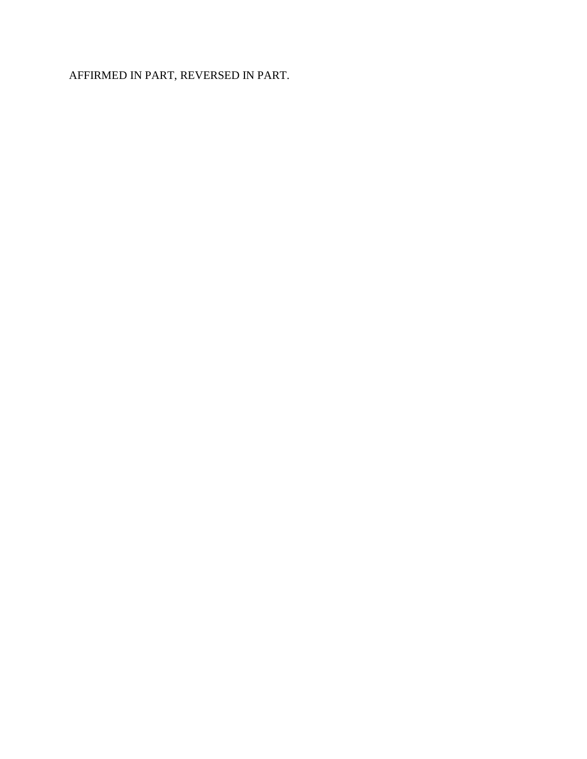AFFIRMED IN PART, REVERSED IN PART.